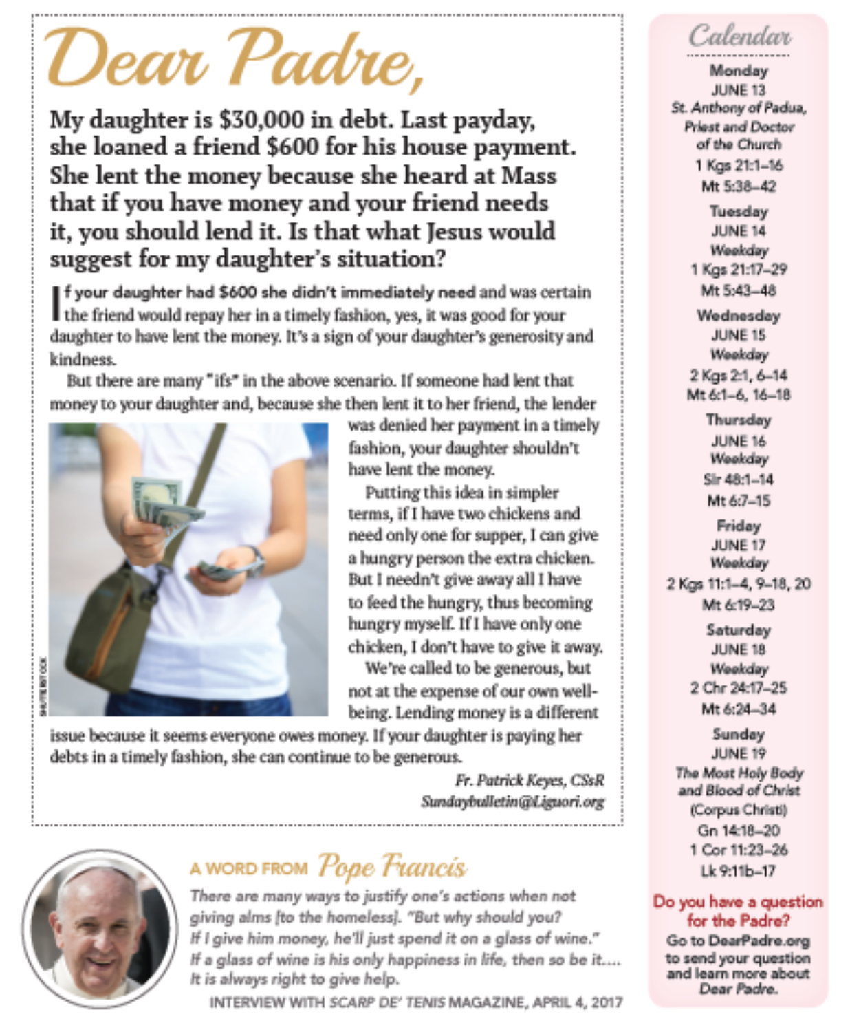# Dear Padre,

**My daughter is $30,000 in debt. Last payday, she loaned a friend $600 for his house payment. She lent the money because she heard at Mass that if you have money and your friend needs it, you should lend it. Is that what Jesus would suggest for my daughter's situation?**

**If your daughter had $600 she didn't immediately need** and was certain the friend would repay her in a timely fashion, yes, it was good for your daughter to have lent the money. It's a sign of your daughter's generosity and kindness.

But there are many "ifs" in the above scenario. If someone had lent that money to your daughter and, because she then lent it to her friend, the lender was denied her payment in a timely fashion, your daughter shouldn't have lent the money.

Putting this idea in simpler terms, if I have two chickens and need only one for supper, I can give a hungry person the extra chicken. But I needn't give away all I have to feed the hungry, thus becoming hungry myself. If I have only one chicken, I don't have to give it away.

We're called to be generous, but not at the expense of our own well-being. Lending money is a different issue because it seems everyone owes money. If your daughter is paying her debts in a timely fashion, she can continue to be generous.

*Fr. Patrick Keyes, CSsR*
*Sundaybulletin@Liguori.org*

SHUTTERSTOCK

## A WORD FROM *Pope Francis*

*There are many ways to justify one's actions when not giving alms [to the homeless]. "But why should you? If I give him money, he'll just spend it on a glass of wine." If a glass of wine is his only happiness in life, then so be it.... It is always right to give help.*

INTERVIEW WITH *SCARP DE' TENIS* MAGAZINE, APRIL 4, 2017

## *Calendar*

**Monday**
JUNE 13
*St. Anthony of Padua, Priest and Doctor of the Church*
1 Kgs 21:1–16
Mt 5:38–42

**Tuesday**
JUNE 14
*Weekday*
1 Kgs 21:17–29
Mt 5:43–48

**Wednesday**
JUNE 15
*Weekday*
2 Kgs 2:1, 6–14
Mt 6:1–6, 16–18

**Thursday**
JUNE 16
*Weekday*
Sir 48:1–14
Mt 6:7–15

**Friday**
JUNE 17
*Weekday*
2 Kgs 11:1–4, 9–18, 20
Mt 6:19–23

**Saturday**
JUNE 18
*Weekday*
2 Chr 24:17–25
Mt 6:24–34

**Sunday**
JUNE 19
*The Most Holy Body and Blood of Christ*
(Corpus Christi)
Gn 14:18–20
1 Cor 11:23–26
Lk 9:11b–17

**Do you have a question for the Padre?**
Go to DearPadre.org to send your question and learn more about *Dear Padre.*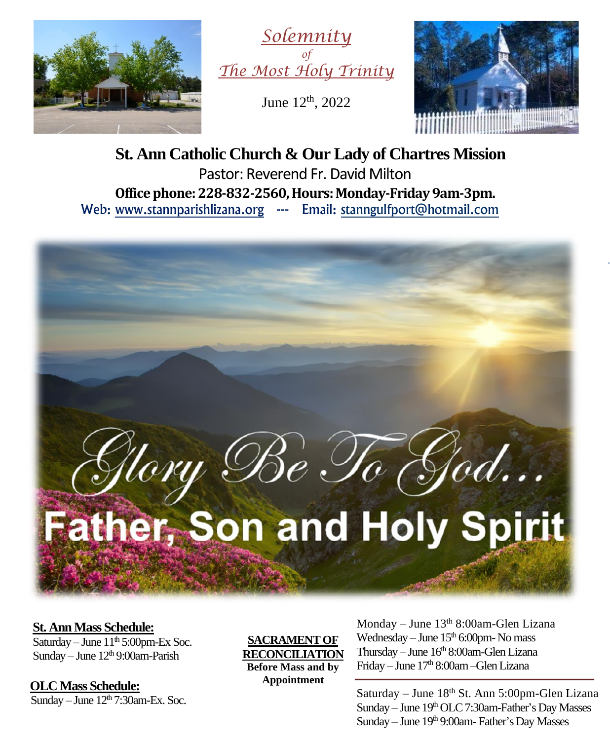*Solemnity of The Most Holy Trinity*

June 12th, 2022

# St. Ann Catholic Church & Our Lady of Chartres Mission

Pastor: Reverend Fr. David Milton

**Office phone: 228-832-2560, Hours: Monday-Friday 9am-3pm.**

Web: www.stannparishlizana.org --- Email: stanngulfport@hotmail.com

Glory Be To God...

Father, Son and Holy Spirit

**St. Ann Mass Schedule:**

Saturday – June 11th 5:00pm-Ex Soc.
Sunday – June 12th 9:00am-Parish

**OLC Mass Schedule:**

Sunday – June 12th 7:30am-Ex. Soc.

**SACRAMENT OF RECONCILIATION**
**Before Mass and by Appointment**

Monday – June 13th 8:00am-Glen Lizana
Wednesday – June 15th 6:00pm- No mass
Thursday – June 16th 8:00am-Glen Lizana
Friday – June 17th 8:00am –Glen Lizana

Saturday – June 18th St. Ann 5:00pm-Glen Lizana
Sunday – June 19th OLC 7:30am-Father's Day Masses
Sunday – June 19th 9:00am- Father's Day Masses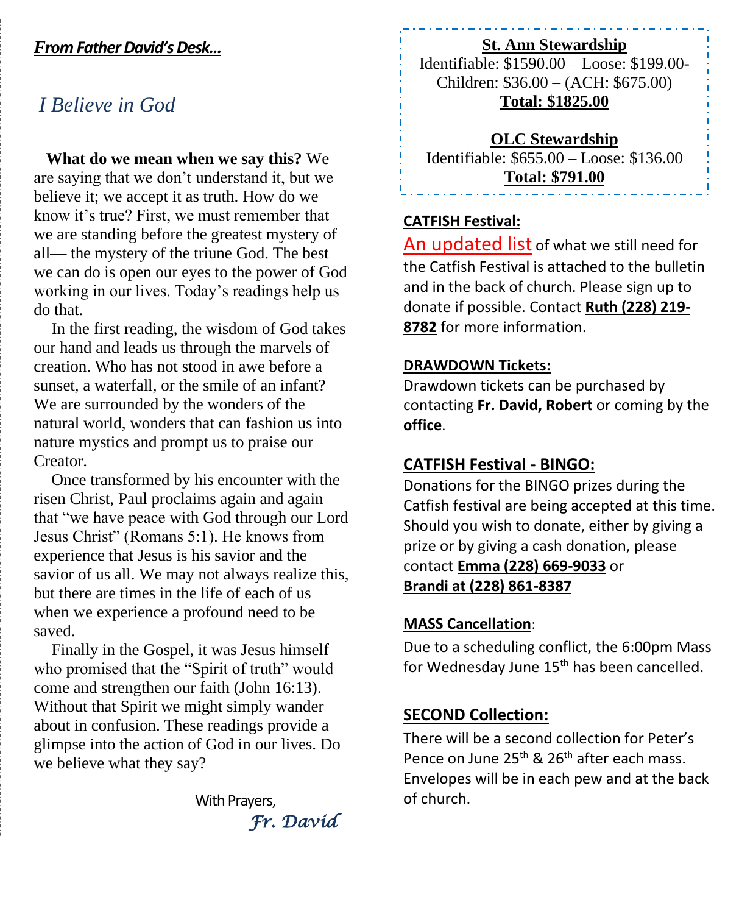***From Father David's Desk…***

## *I Believe in God*

**What do we mean when we say this?** We are saying that we don't understand it, but we believe it; we accept it as truth. How do we know it's true? First, we must remember that we are standing before the greatest mystery of all— the mystery of the triune God. The best we can do is open our eyes to the power of God working in our lives. Today's readings help us do that.

In the first reading, the wisdom of God takes our hand and leads us through the marvels of creation. Who has not stood in awe before a sunset, a waterfall, or the smile of an infant? We are surrounded by the wonders of the natural world, wonders that can fashion us into nature mystics and prompt us to praise our Creator.

Once transformed by his encounter with the risen Christ, Paul proclaims again and again that "we have peace with God through our Lord Jesus Christ" (Romans 5:1). He knows from experience that Jesus is his savior and the savior of us all. We may not always realize this, but there are times in the life of each of us when we experience a profound need to be saved.

Finally in the Gospel, it was Jesus himself who promised that the "Spirit of truth" would come and strengthen our faith (John 16:13). Without that Spirit we might simply wander about in confusion. These readings provide a glimpse into the action of God in our lives. Do we believe what they say?

With Prayers,

*Fr. David*

**St. Ann Stewardship**

Identifiable: $1590.00 – Loose: $199.00- Children: $36.00 – (ACH: $675.00)

**Total: $1825.00**

**OLC Stewardship**

Identifiable: $655.00 – Loose: $136.00

**Total: $791.00**

**CATFISH Festival:**

An updated list of what we still need for the Catfish Festival is attached to the bulletin and in the back of church. Please sign up to donate if possible. Contact **Ruth (228) 219-8782** for more information.

**DRAWDOWN Tickets:**

Drawdown tickets can be purchased by contacting **Fr. David, Robert** or coming by the **office**.

**CATFISH Festival - BINGO:**

Donations for the BINGO prizes during the Catfish festival are being accepted at this time. Should you wish to donate, either by giving a prize or by giving a cash donation, please contact **Emma (228) 669-9033** or **Brandi at (228) 861-8387**

**MASS Cancellation**:

Due to a scheduling conflict, the 6:00pm Mass for Wednesday June 15th has been cancelled.

**SECOND Collection:**

There will be a second collection for Peter's Pence on June 25th & 26th after each mass. Envelopes will be in each pew and at the back of church.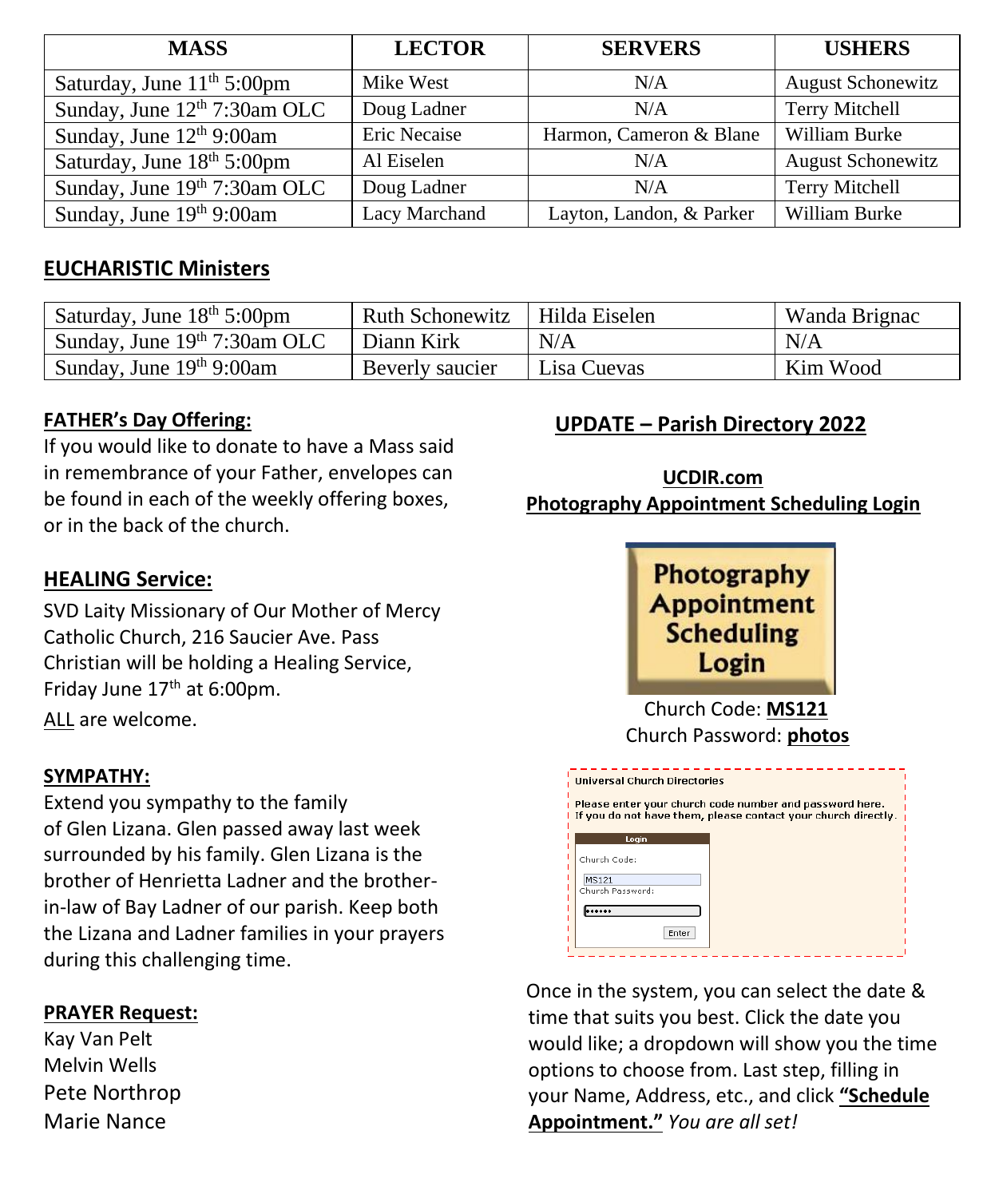| MASS | LECTOR | SERVERS | USHERS |
|---|---|---|---|
| Saturday, June 11th 5:00pm | Mike West | N/A | August Schonewitz |
| Sunday, June 12th 7:30am OLC | Doug Ladner | N/A | Terry Mitchell |
| Sunday, June 12th 9:00am | Eric Necaise | Harmon, Cameron & Blane | William Burke |
| Saturday, June 18th 5:00pm | Al Eiselen | N/A | August Schonewitz |
| Sunday, June 19th 7:30am OLC | Doug Ladner | N/A | Terry Mitchell |
| Sunday, June 19th 9:00am | Lacy Marchand | Layton, Landon, & Parker | William Burke |

## EUCHARISTIC Ministers

| | | | |
|---|---|---|---|
| Saturday, June 18th 5:00pm | Ruth Schonewitz | Hilda Eiselen | Wanda Brignac |
| Sunday, June 19th 7:30am OLC | Diann Kirk | N/A | N/A |
| Sunday, June 19th 9:00am | Beverly saucier | Lisa Cuevas | Kim Wood |

### FATHER's Day Offering:

If you would like to donate to have a Mass said in remembrance of your Father, envelopes can be found in each of the weekly offering boxes, or in the back of the church.

### HEALING Service:

SVD Laity Missionary of Our Mother of Mercy Catholic Church, 216 Saucier Ave. Pass Christian will be holding a Healing Service, Friday June 17th at 6:00pm.

ALL are welcome.

### SYMPATHY:

Extend you sympathy to the family of Glen Lizana. Glen passed away last week surrounded by his family. Glen Lizana is the brother of Henrietta Ladner and the brother-in-law of Bay Ladner of our parish. Keep both the Lizana and Ladner families in your prayers during this challenging time.

### PRAYER Request:

Kay Van Pelt
Melvin Wells
Pete Northrop
Marie Nance

### UPDATE – Parish Directory 2022

**UCDIR.com**
**Photography Appointment Scheduling Login**

Photography Appointment Scheduling Login

Church Code: **MS121**
Church Password: **photos**

Universal Church Directories

Please enter your church code number and password here. If you do not have them, please contact your church directly.

Login
Church Code: MS121
Church Password: ••••••
Enter

Once in the system, you can select the date & time that suits you best. Click the date you would like; a dropdown will show you the time options to choose from. Last step, filling in your Name, Address, etc., and click **"Schedule Appointment."** *You are all set!*